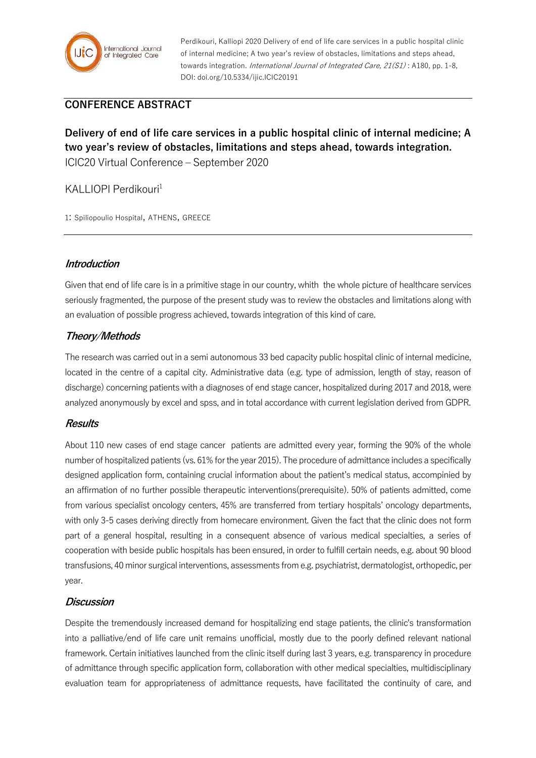Perdikouri, Kalliopi 2020 Delivery of end of life care services in a public hospital clinic of internal medicine; A two year's review of obstacles, limitations and steps ahead, towards integration. *International Journal of Integrated Care, 21(S1)* : A180, pp. 1-8, DOI: doi.org/10.5334/ijic.ICIC20191

## CONFERENCE ABSTRACT

# Delivery of end of life care services in a public hospital clinic of internal medicine; A two year's review of obstacles, limitations and steps ahead, towards integration.

ICIC20 Virtual Conference – September 2020

KALLIOPI Perdikouri[1]

1: Spiliopoulio Hospital, ATHENS, GREECE

### *Introduction*

Given that end of life care is in a primitive stage in our country, whith the whole picture of healthcare services seriously fragmented, the purpose of the present study was to review the obstacles and limitations along with an evaluation of possible progress achieved, towards integration of this kind of care.

### *Theory/Methods*

The research was carried out in a semi autonomous 33 bed capacity public hospital clinic of internal medicine, located in the centre of a capital city. Administrative data (e.g. type of admission, length of stay, reason of discharge) concerning patients with a diagnoses of end stage cancer, hospitalized during 2017 and 2018, were analyzed anonymously by excel and spss, and in total accordance with current legislation derived from GDPR.

### *Results*

About 110 new cases of end stage cancer patients are admitted every year, forming the 90% of the whole number of hospitalized patients (vs. 61% for the year 2015). The procedure of admittance includes a specifically designed application form, containing crucial information about the patient's medical status, accompinied by an affirmation of no further possible therapeutic interventions(prerequisite). 50% of patients admitted, come from various specialist oncology centers, 45% are transferred from tertiary hospitals' oncology departments, with only 3-5 cases deriving directly from homecare environment. Given the fact that the clinic does not form part of a general hospital, resulting in a consequent absence of various medical specialties, a series of cooperation with beside public hospitals has been ensured, in order to fulfill certain needs, e.g. about 90 blood transfusions, 40 minor surgical interventions, assessments from e.g. psychiatrist, dermatologist, orthopedic, per year.

### *Discussion*

Despite the tremendously increased demand for hospitalizing end stage patients, the clinic's transformation into a palliative/end of life care unit remains unofficial, mostly due to the poorly defined relevant national framework. Certain initiatives launched from the clinic itself during last 3 years, e.g. transparency in procedure of admittance through specific application form, collaboration with other medical specialties, multidisciplinary evaluation team for appropriateness of admittance requests, have facilitated the continuity of care, and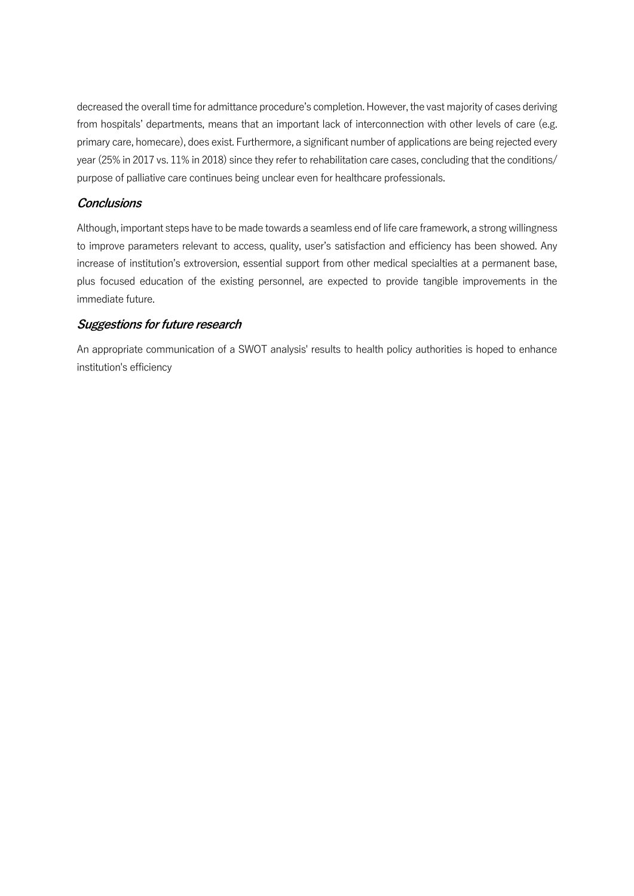decreased the overall time for admittance procedure's completion. However, the vast majority of cases deriving from hospitals' departments, means that an important lack of interconnection with other levels of care (e.g. primary care, homecare), does exist. Furthermore, a significant number of applications are being rejected every year (25% in 2017 vs. 11% in 2018) since they refer to rehabilitation care cases, concluding that the conditions/ purpose of palliative care continues being unclear even for healthcare professionals.

### *Conclusions*

Although, important steps have to be made towards a seamless end of life care framework, a strong willingness to improve parameters relevant to access, quality, user's satisfaction and efficiency has been showed. Any increase of institution's extroversion, essential support from other medical specialties at a permanent base, plus focused education of the existing personnel, are expected to provide tangible improvements in the immediate future.

### *Suggestions for future research*

An appropriate communication of a SWOT analysis' results to health policy authorities is hoped to enhance institution's efficiency